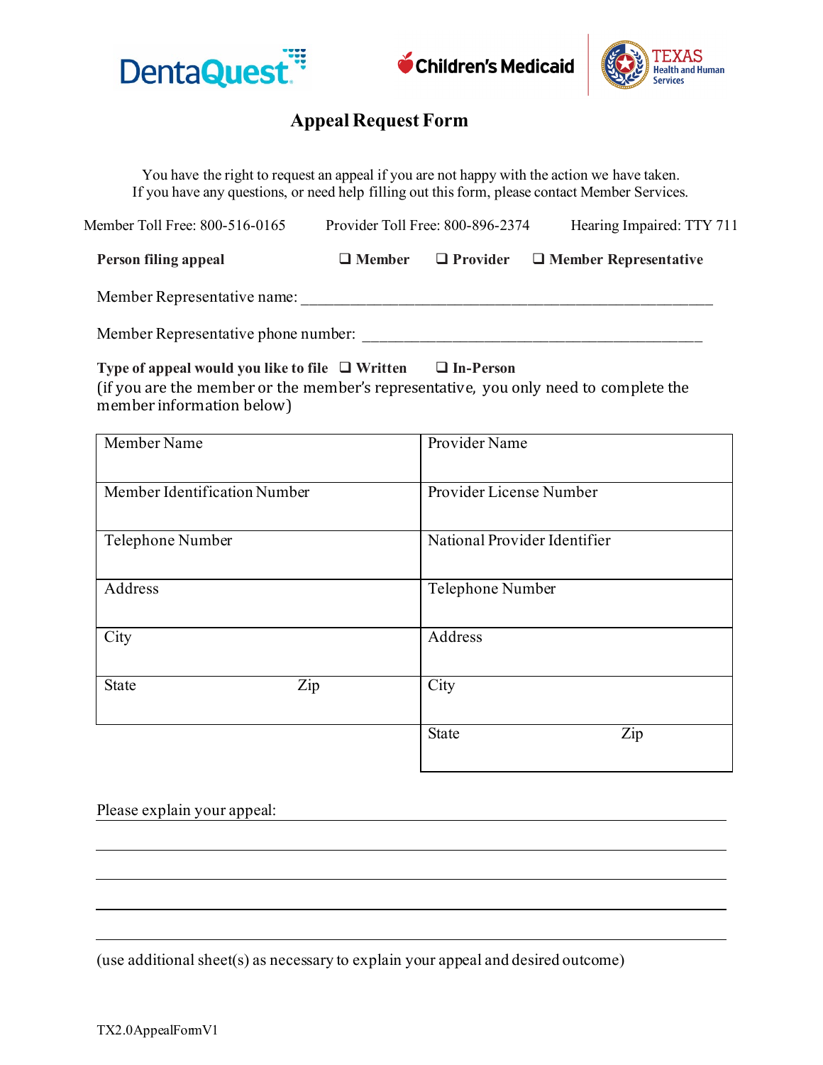DentaQuest | Children's Medicaid | TEXAS Health and Human Services

# Appeal Request Form

You have the right to request an appeal if you are not happy with the action we have taken.
If you have any questions, or need help filling out this form, please contact Member Services.

Member Toll Free: 800-516-0165    Provider Toll Free: 800-896-2374    Hearing Impaired: TTY 711

**Person filing appeal** ☐ **Member** ☐ **Provider** ☐ **Member Representative**

Member Representative name: ____________________________________________________

Member Representative phone number: ___________________________________________

**Type of appeal would you like to file** ☐ **Written** ☐ **In-Person**
(if you are the member or the member's representative, you only need to complete the member information below)

| Member Name | Provider Name |
|---|---|
| Member Identification Number | Provider License Number |
| Telephone Number | National Provider Identifier |
| Address | Telephone Number |
| City | Address |
| State Zip | City |
| | State Zip |

Please explain your appeal: ____________________________________________________

______________________________________________________________________

______________________________________________________________________

______________________________________________________________________

______________________________________________________________________

(use additional sheet(s) as necessary to explain your appeal and desired outcome)

TX2.0AppealFormV1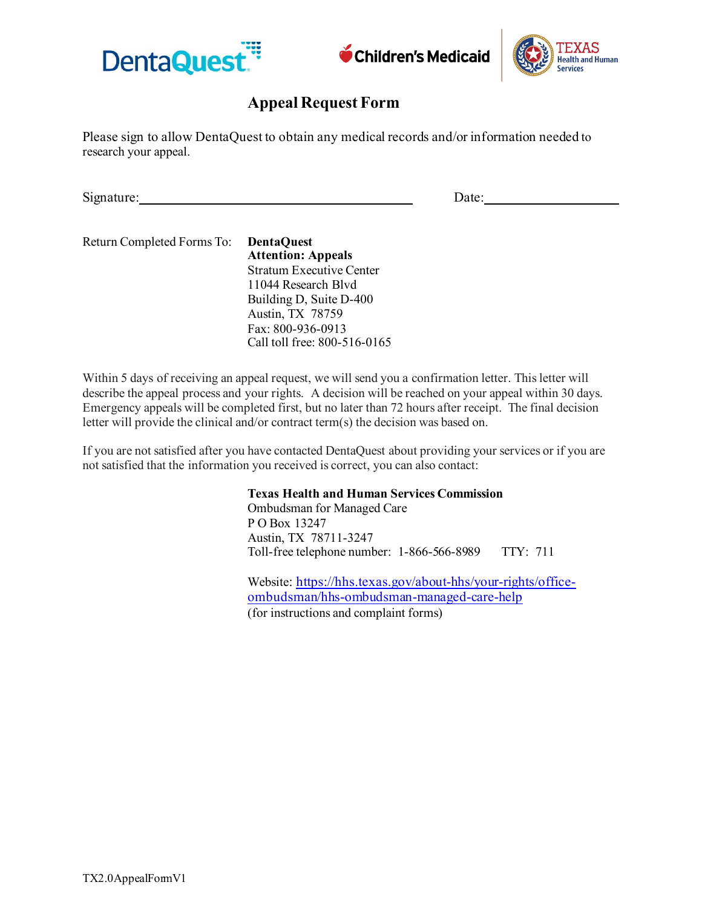DentaQuest | Children's Medicaid | TEXAS Health and Human Services

# Appeal Request Form

Please sign to allow DentaQuest to obtain any medical records and/or information needed to research your appeal.

Signature:_______________________________________ Date:____________________

Return Completed Forms To:

**DentaQuest**
**Attention: Appeals**
Stratum Executive Center
11044 Research Blvd
Building D, Suite D-400
Austin, TX 78759
Fax: 800-936-0913
Call toll free: 800-516-0165

Within 5 days of receiving an appeal request, we will send you a confirmation letter. This letter will describe the appeal process and your rights. A decision will be reached on your appeal within 30 days. Emergency appeals will be completed first, but no later than 72 hours after receipt. The final decision letter will provide the clinical and/or contract term(s) the decision was based on.

If you are not satisfied after you have contacted DentaQuest about providing your services or if you are not satisfied that the information you received is correct, you can also contact:

**Texas Health and Human Services Commission**
Ombudsman for Managed Care
P O Box 13247
Austin, TX 78711-3247
Toll-free telephone number: 1-866-566-8989 TTY: 711

Website: https://hhs.texas.gov/about-hhs/your-rights/office-ombudsman/hhs-ombudsman-managed-care-help
(for instructions and complaint forms)

TX2.0AppealFormV1